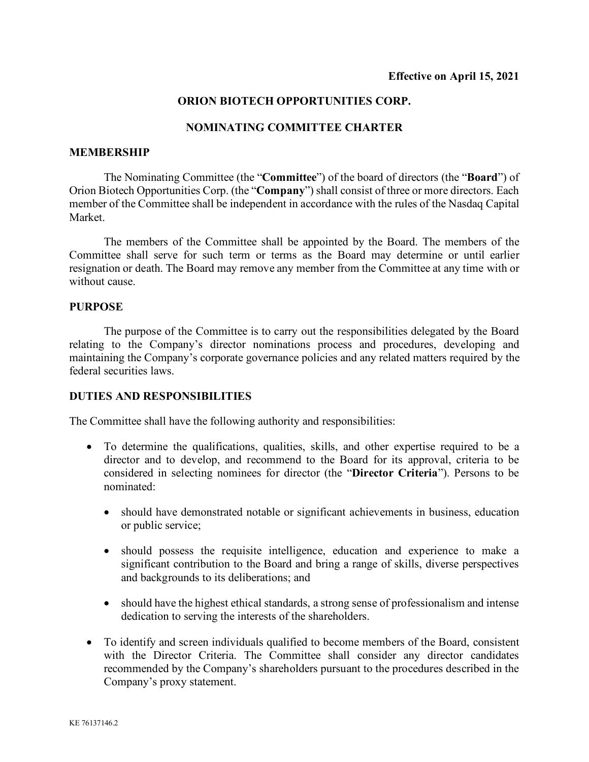**Effective on April 15, 2021**

# ORION BIOTECH OPPORTUNITIES CORP.

# NOMINATING COMMITTEE CHARTER

## MEMBERSHIP

The Nominating Committee (the "**Committee**") of the board of directors (the "**Board**") of Orion Biotech Opportunities Corp. (the "**Company**") shall consist of three or more directors. Each member of the Committee shall be independent in accordance with the rules of the Nasdaq Capital Market.

The members of the Committee shall be appointed by the Board. The members of the Committee shall serve for such term or terms as the Board may determine or until earlier resignation or death. The Board may remove any member from the Committee at any time with or without cause.

## PURPOSE

The purpose of the Committee is to carry out the responsibilities delegated by the Board relating to the Company's director nominations process and procedures, developing and maintaining the Company's corporate governance policies and any related matters required by the federal securities laws.

## DUTIES AND RESPONSIBILITIES

The Committee shall have the following authority and responsibilities:

- To determine the qualifications, qualities, skills, and other expertise required to be a director and to develop, and recommend to the Board for its approval, criteria to be considered in selecting nominees for director (the "**Director Criteria**"). Persons to be nominated:
  - should have demonstrated notable or significant achievements in business, education or public service;
  - should possess the requisite intelligence, education and experience to make a significant contribution to the Board and bring a range of skills, diverse perspectives and backgrounds to its deliberations; and
  - should have the highest ethical standards, a strong sense of professionalism and intense dedication to serving the interests of the shareholders.
- To identify and screen individuals qualified to become members of the Board, consistent with the Director Criteria. The Committee shall consider any director candidates recommended by the Company's shareholders pursuant to the procedures described in the Company's proxy statement.

KE 76137146.2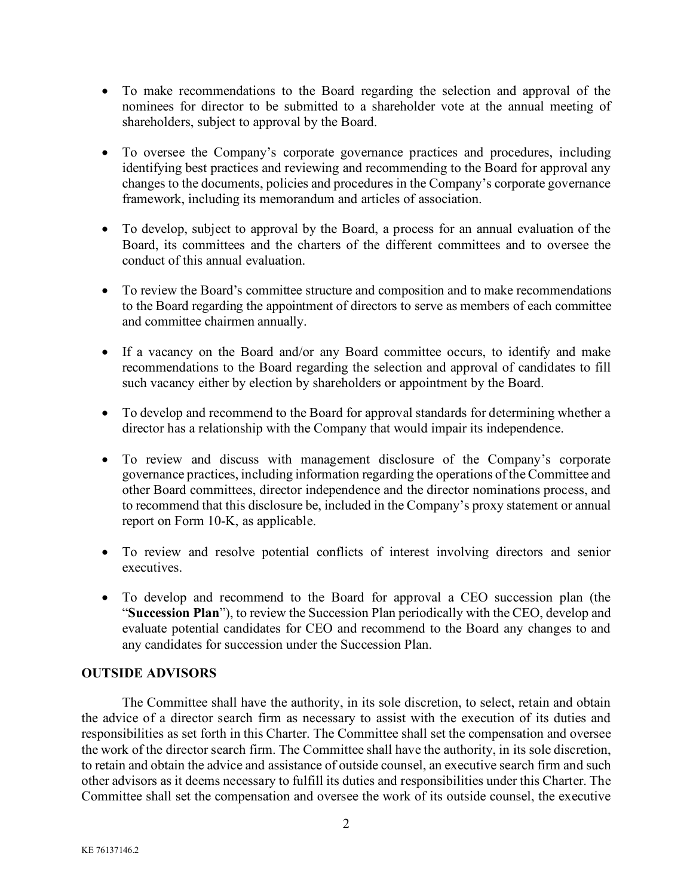- To make recommendations to the Board regarding the selection and approval of the nominees for director to be submitted to a shareholder vote at the annual meeting of shareholders, subject to approval by the Board.

- To oversee the Company's corporate governance practices and procedures, including identifying best practices and reviewing and recommending to the Board for approval any changes to the documents, policies and procedures in the Company's corporate governance framework, including its memorandum and articles of association.

- To develop, subject to approval by the Board, a process for an annual evaluation of the Board, its committees and the charters of the different committees and to oversee the conduct of this annual evaluation.

- To review the Board's committee structure and composition and to make recommendations to the Board regarding the appointment of directors to serve as members of each committee and committee chairmen annually.

- If a vacancy on the Board and/or any Board committee occurs, to identify and make recommendations to the Board regarding the selection and approval of candidates to fill such vacancy either by election by shareholders or appointment by the Board.

- To develop and recommend to the Board for approval standards for determining whether a director has a relationship with the Company that would impair its independence.

- To review and discuss with management disclosure of the Company's corporate governance practices, including information regarding the operations of the Committee and other Board committees, director independence and the director nominations process, and to recommend that this disclosure be, included in the Company's proxy statement or annual report on Form 10-K, as applicable.

- To review and resolve potential conflicts of interest involving directors and senior executives.

- To develop and recommend to the Board for approval a CEO succession plan (the "**Succession Plan**"), to review the Succession Plan periodically with the CEO, develop and evaluate potential candidates for CEO and recommend to the Board any changes to and any candidates for succession under the Succession Plan.

**OUTSIDE ADVISORS**

The Committee shall have the authority, in its sole discretion, to select, retain and obtain the advice of a director search firm as necessary to assist with the execution of its duties and responsibilities as set forth in this Charter. The Committee shall set the compensation and oversee the work of the director search firm. The Committee shall have the authority, in its sole discretion, to retain and obtain the advice and assistance of outside counsel, an executive search firm and such other advisors as it deems necessary to fulfill its duties and responsibilities under this Charter. The Committee shall set the compensation and oversee the work of its outside counsel, the executive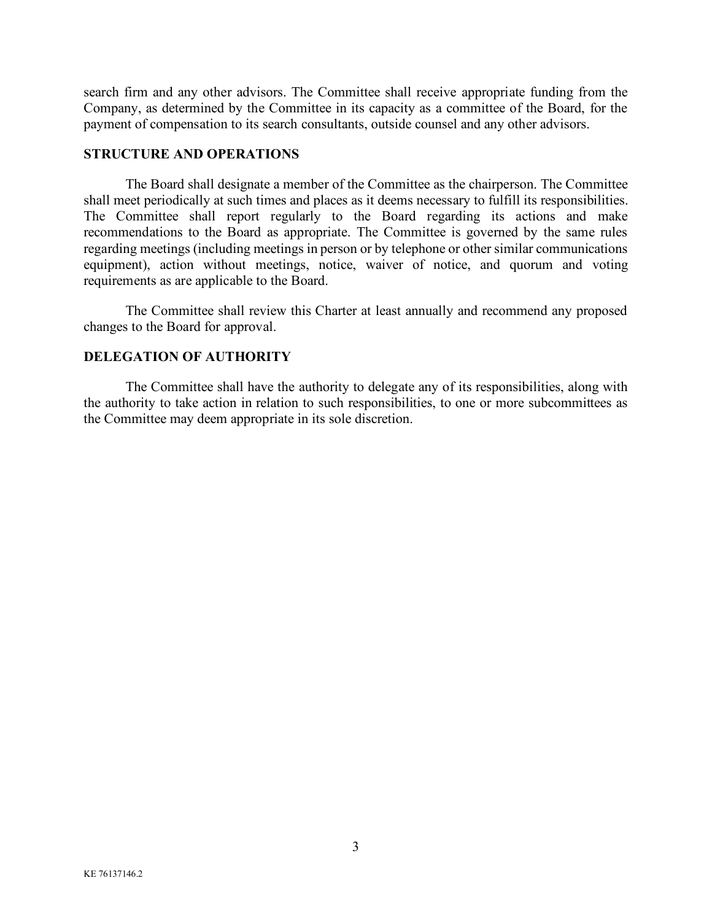search firm and any other advisors. The Committee shall receive appropriate funding from the Company, as determined by the Committee in its capacity as a committee of the Board, for the payment of compensation to its search consultants, outside counsel and any other advisors.

## STRUCTURE AND OPERATIONS

The Board shall designate a member of the Committee as the chairperson. The Committee shall meet periodically at such times and places as it deems necessary to fulfill its responsibilities. The Committee shall report regularly to the Board regarding its actions and make recommendations to the Board as appropriate. The Committee is governed by the same rules regarding meetings (including meetings in person or by telephone or other similar communications equipment), action without meetings, notice, waiver of notice, and quorum and voting requirements as are applicable to the Board.

The Committee shall review this Charter at least annually and recommend any proposed changes to the Board for approval.

## DELEGATION OF AUTHORITY

The Committee shall have the authority to delegate any of its responsibilities, along with the authority to take action in relation to such responsibilities, to one or more subcommittees as the Committee may deem appropriate in its sole discretion.